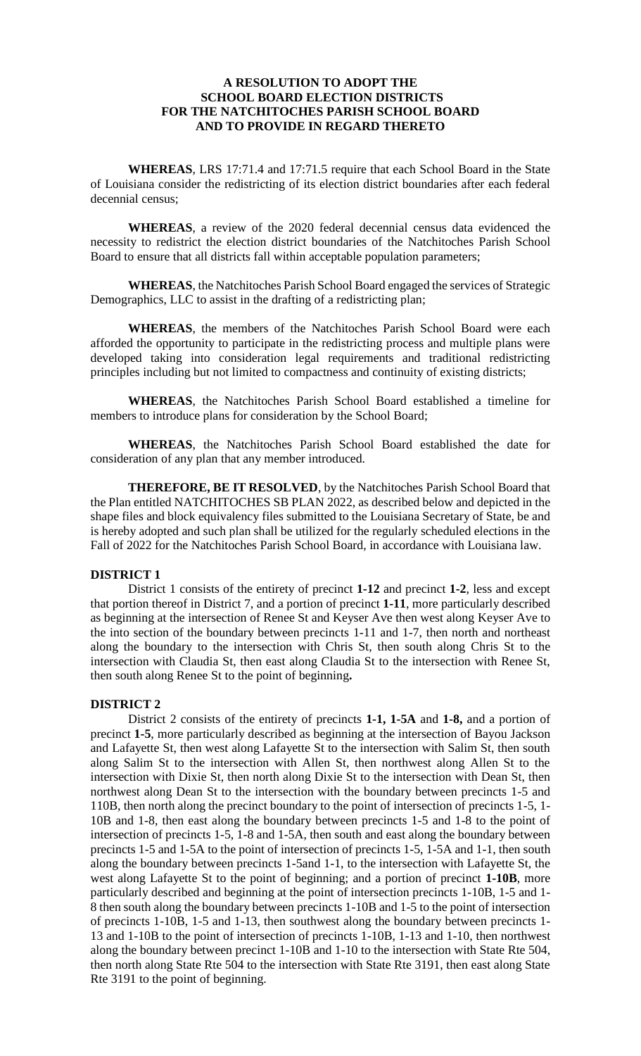# A RESOLUTION TO ADOPT THE SCHOOL BOARD ELECTION DISTRICTS FOR THE NATCHITOCHES PARISH SCHOOL BOARD AND TO PROVIDE IN REGARD THERETO

**WHEREAS**, LRS 17:71.4 and 17:71.5 require that each School Board in the State of Louisiana consider the redistricting of its election district boundaries after each federal decennial census;

**WHEREAS**, a review of the 2020 federal decennial census data evidenced the necessity to redistrict the election district boundaries of the Natchitoches Parish School Board to ensure that all districts fall within acceptable population parameters;

**WHEREAS**, the Natchitoches Parish School Board engaged the services of Strategic Demographics, LLC to assist in the drafting of a redistricting plan;

**WHEREAS**, the members of the Natchitoches Parish School Board were each afforded the opportunity to participate in the redistricting process and multiple plans were developed taking into consideration legal requirements and traditional redistricting principles including but not limited to compactness and continuity of existing districts;

**WHEREAS**, the Natchitoches Parish School Board established a timeline for members to introduce plans for consideration by the School Board;

**WHEREAS**, the Natchitoches Parish School Board established the date for consideration of any plan that any member introduced.

**THEREFORE, BE IT RESOLVED**, by the Natchitoches Parish School Board that the Plan entitled NATCHITOCHES SB PLAN 2022, as described below and depicted in the shape files and block equivalency files submitted to the Louisiana Secretary of State, be and is hereby adopted and such plan shall be utilized for the regularly scheduled elections in the Fall of 2022 for the Natchitoches Parish School Board, in accordance with Louisiana law.

## DISTRICT 1

District 1 consists of the entirety of precinct **1-12** and precinct **1-2**, less and except that portion thereof in District 7, and a portion of precinct **1-11**, more particularly described as beginning at the intersection of Renee St and Keyser Ave then west along Keyser Ave to the into section of the boundary between precincts 1-11 and 1-7, then north and northeast along the boundary to the intersection with Chris St, then south along Chris St to the intersection with Claudia St, then east along Claudia St to the intersection with Renee St, then south along Renee St to the point of beginning**.**

## DISTRICT 2

District 2 consists of the entirety of precincts **1-1, 1-5A** and **1-8,** and a portion of precinct **1-5**, more particularly described as beginning at the intersection of Bayou Jackson and Lafayette St, then west along Lafayette St to the intersection with Salim St, then south along Salim St to the intersection with Allen St, then northwest along Allen St to the intersection with Dixie St, then north along Dixie St to the intersection with Dean St, then northwest along Dean St to the intersection with the boundary between precincts 1-5 and 110B, then north along the precinct boundary to the point of intersection of precincts 1-5, 1-10B and 1-8, then east along the boundary between precincts 1-5 and 1-8 to the point of intersection of precincts 1-5, 1-8 and 1-5A, then south and east along the boundary between precincts 1-5 and 1-5A to the point of intersection of precincts 1-5, 1-5A and 1-1, then south along the boundary between precincts 1-5and 1-1, to the intersection with Lafayette St, the west along Lafayette St to the point of beginning; and a portion of precinct **1-10B**, more particularly described and beginning at the point of intersection precincts 1-10B, 1-5 and 1-8 then south along the boundary between precincts 1-10B and 1-5 to the point of intersection of precincts 1-10B, 1-5 and 1-13, then southwest along the boundary between precincts 1-13 and 1-10B to the point of intersection of precincts 1-10B, 1-13 and 1-10, then northwest along the boundary between precinct 1-10B and 1-10 to the intersection with State Rte 504, then north along State Rte 504 to the intersection with State Rte 3191, then east along State Rte 3191 to the point of beginning.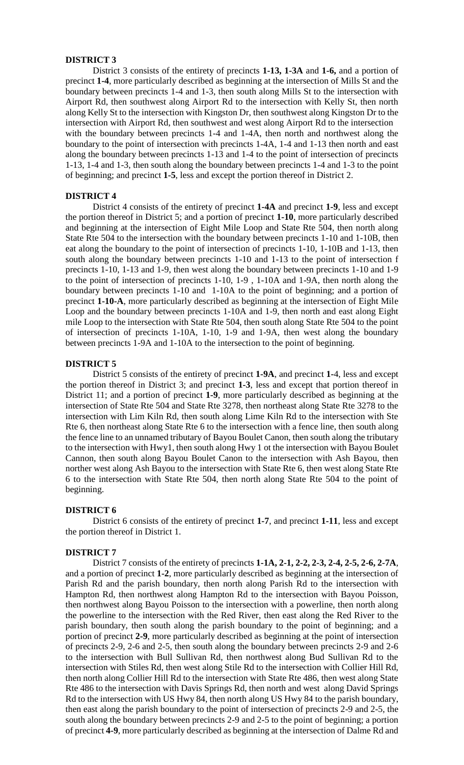**DISTRICT 3**

District 3 consists of the entirety of precincts **1-13, 1-3A** and **1-6,** and a portion of precinct **1-4**, more particularly described as beginning at the intersection of Mills St and the boundary between precincts 1-4 and 1-3, then south along Mills St to the intersection with Airport Rd, then southwest along Airport Rd to the intersection with Kelly St, then north along Kelly St to the intersection with Kingston Dr, then southwest along Kingston Dr to the intersection with Airport Rd, then southwest and west along Airport Rd to the intersection with the boundary between precincts 1-4 and 1-4A, then north and northwest along the boundary to the point of intersection with precincts 1-4A, 1-4 and 1-13 then north and east along the boundary between precincts 1-13 and 1-4 to the point of intersection of precincts 1-13, 1-4 and 1-3, then south along the boundary between precincts 1-4 and 1-3 to the point of beginning; and precinct **1-5**, less and except the portion thereof in District 2.

**DISTRICT 4**

District 4 consists of the entirety of precinct **1-4A** and precinct **1-9**, less and except the portion thereof in District 5; and a portion of precinct **1-10**, more particularly described and beginning at the intersection of Eight Mile Loop and State Rte 504, then north along State Rte 504 to the intersection with the boundary between precincts 1-10 and 1-10B, then eat along the boundary to the point of intersection of precincts 1-10, 1-10B and 1-13, then south along the boundary between precincts 1-10 and 1-13 to the point of intersection f precincts 1-10, 1-13 and 1-9, then west along the boundary between precincts 1-10 and 1-9 to the point of intersection of precincts 1-10, 1-9 , 1-10A and 1-9A, then north along the boundary between precincts 1-10 and 1-10A to the point of beginning; and a portion of precinct **1-10-A**, more particularly described as beginning at the intersection of Eight Mile Loop and the boundary between precincts 1-10A and 1-9, then north and east along Eight mile Loop to the intersection with State Rte 504, then south along State Rte 504 to the point of intersection of precincts 1-10A, 1-10, 1-9 and 1-9A, then west along the boundary between precincts 1-9A and 1-10A to the intersection to the point of beginning.

**DISTRICT 5**

District 5 consists of the entirety of precinct **1-9A**, and precinct **1-**4, less and except the portion thereof in District 3; and precinct **1-3**, less and except that portion thereof in District 11; and a portion of precinct **1-9**, more particularly described as beginning at the intersection of State Rte 504 and State Rte 3278, then northeast along State Rte 3278 to the intersection with Lim Kiln Rd, then south along Lime Kiln Rd to the intersection with Ste Rte 6, then northeast along State Rte 6 to the intersection with a fence line, then south along the fence line to an unnamed tributary of Bayou Boulet Canon, then south along the tributary to the intersection with Hwy1, then south along Hwy 1 ot the intersection with Bayou Boulet Cannon, then south along Bayou Boulet Canon to the intersection with Ash Bayou, then norther west along Ash Bayou to the intersection with State Rte 6, then west along State Rte 6 to the intersection with State Rte 504, then north along State Rte 504 to the point of beginning.

**DISTRICT 6**

District 6 consists of the entirety of precinct **1-7**, and precinct **1-11**, less and except the portion thereof in District 1.

**DISTRICT 7**

District 7 consists of the entirety of precincts **1-1A, 2-1, 2-2, 2-3, 2-4, 2-5, 2-6, 2-7A**, and a portion of precinct **1-2**, more particularly described as beginning at the intersection of Parish Rd and the parish boundary, then north along Parish Rd to the intersection with Hampton Rd, then northwest along Hampton Rd to the intersection with Bayou Poisson, then northwest along Bayou Poisson to the intersection with a powerline, then north along the powerline to the intersection with the Red River, then east along the Red River to the parish boundary, then south along the parish boundary to the point of beginning; and a portion of precinct **2-9**, more particularly described as beginning at the point of intersection of precincts 2-9, 2-6 and 2-5, then south along the boundary between precincts 2-9 and 2-6 to the intersection with Bull Sullivan Rd, then northwest along Bud Sullivan Rd to the intersection with Stiles Rd, then west along Stile Rd to the intersection with Collier Hill Rd, then north along Collier Hill Rd to the intersection with State Rte 486, then west along State Rte 486 to the intersection with Davis Springs Rd, then north and west along David Springs Rd to the intersection with US Hwy 84, then north along US Hwy 84 to the parish boundary, then east along the parish boundary to the point of intersection of precincts 2-9 and 2-5, the south along the boundary between precincts 2-9 and 2-5 to the point of beginning; a portion of precinct **4-9**, more particularly described as beginning at the intersection of Dalme Rd and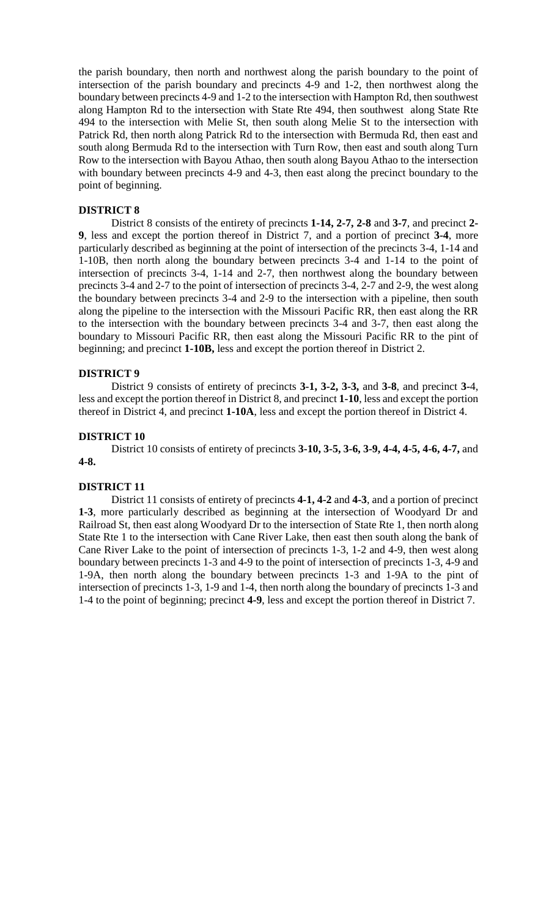the parish boundary, then north and northwest along the parish boundary to the point of intersection of the parish boundary and precincts 4-9 and 1-2, then northwest along the boundary between precincts 4-9 and 1-2 to the intersection with Hampton Rd, then southwest along Hampton Rd to the intersection with State Rte 494, then southwest along State Rte 494 to the intersection with Melie St, then south along Melie St to the intersection with Patrick Rd, then north along Patrick Rd to the intersection with Bermuda Rd, then east and south along Bermuda Rd to the intersection with Turn Row, then east and south along Turn Row to the intersection with Bayou Athao, then south along Bayou Athao to the intersection with boundary between precincts 4-9 and 4-3, then east along the precinct boundary to the point of beginning.

**DISTRICT 8**

District 8 consists of the entirety of precincts **1-14, 2-7, 2-8** and **3-7**, and precinct **2-9**, less and except the portion thereof in District 7, and a portion of precinct **3-4**, more particularly described as beginning at the point of intersection of the precincts 3-4, 1-14 and 1-10B, then north along the boundary between precincts 3-4 and 1-14 to the point of intersection of precincts 3-4, 1-14 and 2-7, then northwest along the boundary between precincts 3-4 and 2-7 to the point of intersection of precincts 3-4, 2-7 and 2-9, the west along the boundary between precincts 3-4 and 2-9 to the intersection with a pipeline, then south along the pipeline to the intersection with the Missouri Pacific RR, then east along the RR to the intersection with the boundary between precincts 3-4 and 3-7, then east along the boundary to Missouri Pacific RR, then east along the Missouri Pacific RR to the pint of beginning; and precinct **1-10B,** less and except the portion thereof in District 2.

**DISTRICT 9**

District 9 consists of entirety of precincts **3-1, 3-2, 3-3,** and **3-8**, and precinct **3-**4, less and except the portion thereof in District 8, and precinct **1-10**, less and except the portion thereof in District 4, and precinct **1-10A**, less and except the portion thereof in District 4.

**DISTRICT 10**

District 10 consists of entirety of precincts **3-10, 3-5, 3-6, 3-9, 4-4, 4-5, 4-6, 4-7,** and **4-8.**

**DISTRICT 11**

District 11 consists of entirety of precincts **4-1, 4-2** and **4-3**, and a portion of precinct **1-3**, more particularly described as beginning at the intersection of Woodyard Dr and Railroad St, then east along Woodyard Dr to the intersection of State Rte 1, then north along State Rte 1 to the intersection with Cane River Lake, then east then south along the bank of Cane River Lake to the point of intersection of precincts 1-3, 1-2 and 4-9, then west along boundary between precincts 1-3 and 4-9 to the point of intersection of precincts 1-3, 4-9 and 1-9A, then north along the boundary between precincts 1-3 and 1-9A to the pint of intersection of precincts 1-3, 1-9 and 1-4, then north along the boundary of precincts 1-3 and 1-4 to the point of beginning; precinct **4-9**, less and except the portion thereof in District 7.